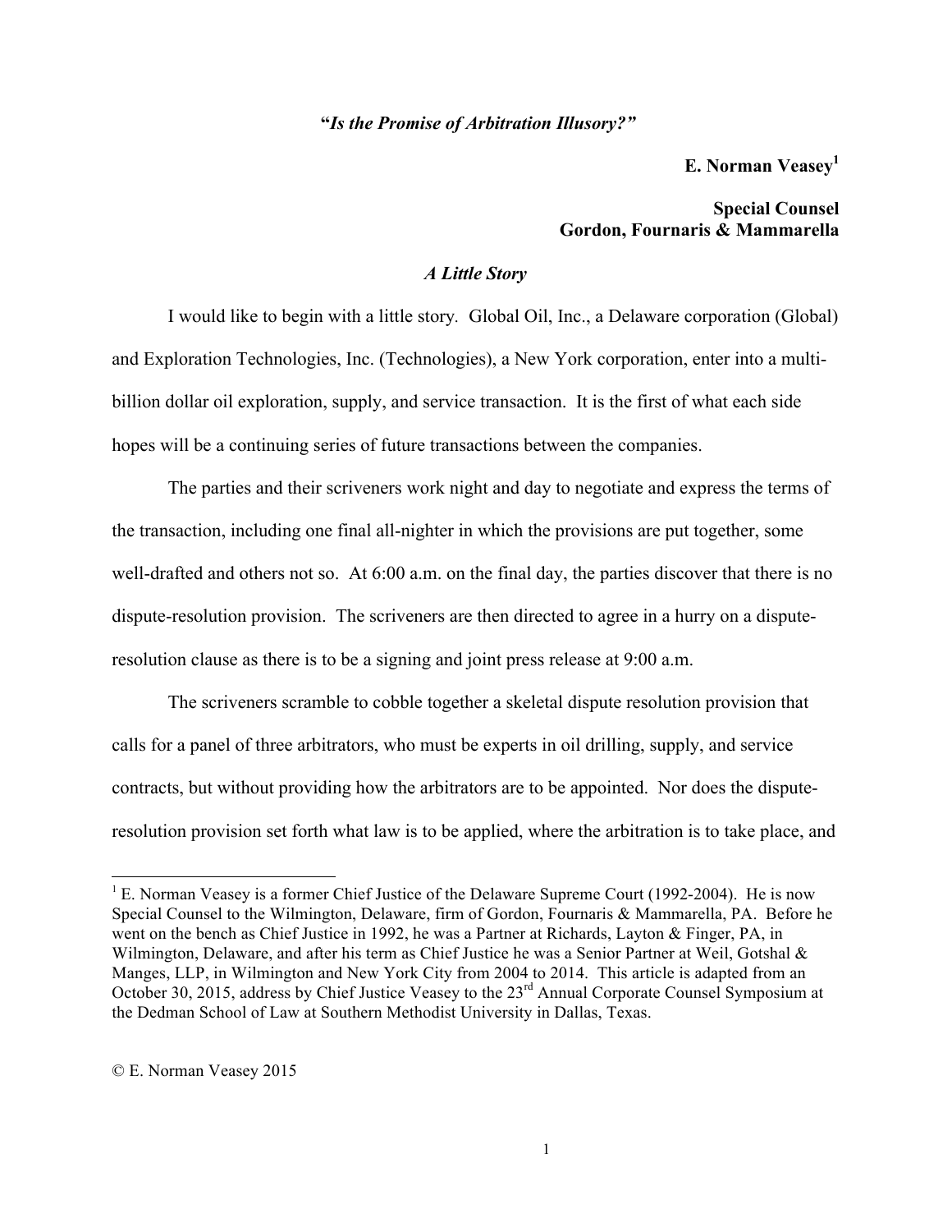# *"Is the Promise of Arbitration Illusory?"*

**E. Norman Veasey**[1]

**Special Counsel**
**Gordon, Fournaris & Mammarella**

## *A Little Story*

I would like to begin with a little story. Global Oil, Inc., a Delaware corporation (Global) and Exploration Technologies, Inc. (Technologies), a New York corporation, enter into a multi-billion dollar oil exploration, supply, and service transaction. It is the first of what each side hopes will be a continuing series of future transactions between the companies.

The parties and their scriveners work night and day to negotiate and express the terms of the transaction, including one final all-nighter in which the provisions are put together, some well-drafted and others not so. At 6:00 a.m. on the final day, the parties discover that there is no dispute-resolution provision. The scriveners are then directed to agree in a hurry on a dispute-resolution clause as there is to be a signing and joint press release at 9:00 a.m.

The scriveners scramble to cobble together a skeletal dispute resolution provision that calls for a panel of three arbitrators, who must be experts in oil drilling, supply, and service contracts, but without providing how the arbitrators are to be appointed. Nor does the dispute-resolution provision set forth what law is to be applied, where the arbitration is to take place, and

---

[1] E. Norman Veasey is a former Chief Justice of the Delaware Supreme Court (1992-2004). He is now Special Counsel to the Wilmington, Delaware, firm of Gordon, Fournaris & Mammarella, PA. Before he went on the bench as Chief Justice in 1992, he was a Partner at Richards, Layton & Finger, PA, in Wilmington, Delaware, and after his term as Chief Justice he was a Senior Partner at Weil, Gotshal & Manges, LLP, in Wilmington and New York City from 2004 to 2014. This article is adapted from an October 30, 2015, address by Chief Justice Veasey to the 23rd Annual Corporate Counsel Symposium at the Dedman School of Law at Southern Methodist University in Dallas, Texas.

© E. Norman Veasey 2015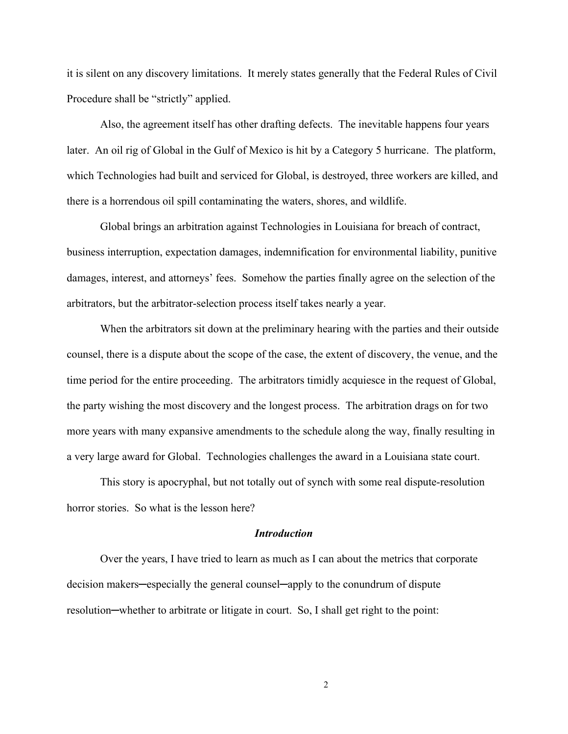it is silent on any discovery limitations. It merely states generally that the Federal Rules of Civil Procedure shall be "strictly" applied.

Also, the agreement itself has other drafting defects. The inevitable happens four years later. An oil rig of Global in the Gulf of Mexico is hit by a Category 5 hurricane. The platform, which Technologies had built and serviced for Global, is destroyed, three workers are killed, and there is a horrendous oil spill contaminating the waters, shores, and wildlife.

Global brings an arbitration against Technologies in Louisiana for breach of contract, business interruption, expectation damages, indemnification for environmental liability, punitive damages, interest, and attorneys' fees. Somehow the parties finally agree on the selection of the arbitrators, but the arbitrator-selection process itself takes nearly a year.

When the arbitrators sit down at the preliminary hearing with the parties and their outside counsel, there is a dispute about the scope of the case, the extent of discovery, the venue, and the time period for the entire proceeding. The arbitrators timidly acquiesce in the request of Global, the party wishing the most discovery and the longest process. The arbitration drags on for two more years with many expansive amendments to the schedule along the way, finally resulting in a very large award for Global. Technologies challenges the award in a Louisiana state court.

This story is apocryphal, but not totally out of synch with some real dispute-resolution horror stories. So what is the lesson here?

### *Introduction*

Over the years, I have tried to learn as much as I can about the metrics that corporate decision makers─especially the general counsel─apply to the conundrum of dispute resolution─whether to arbitrate or litigate in court. So, I shall get right to the point: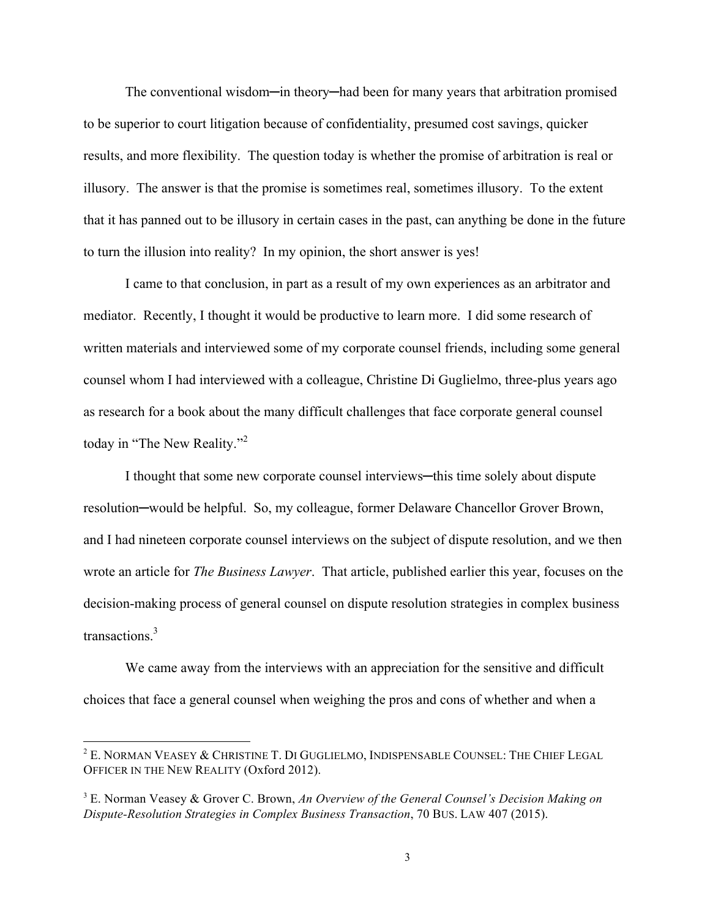The conventional wisdom─in theory─had been for many years that arbitration promised to be superior to court litigation because of confidentiality, presumed cost savings, quicker results, and more flexibility. The question today is whether the promise of arbitration is real or illusory. The answer is that the promise is sometimes real, sometimes illusory. To the extent that it has panned out to be illusory in certain cases in the past, can anything be done in the future to turn the illusion into reality? In my opinion, the short answer is yes!

I came to that conclusion, in part as a result of my own experiences as an arbitrator and mediator. Recently, I thought it would be productive to learn more. I did some research of written materials and interviewed some of my corporate counsel friends, including some general counsel whom I had interviewed with a colleague, Christine Di Guglielmo, three-plus years ago as research for a book about the many difficult challenges that face corporate general counsel today in "The New Reality."[2]

I thought that some new corporate counsel interviews─this time solely about dispute resolution─would be helpful. So, my colleague, former Delaware Chancellor Grover Brown, and I had nineteen corporate counsel interviews on the subject of dispute resolution, and we then wrote an article for *The Business Lawyer*. That article, published earlier this year, focuses on the decision-making process of general counsel on dispute resolution strategies in complex business transactions.[3]

We came away from the interviews with an appreciation for the sensitive and difficult choices that face a general counsel when weighing the pros and cons of whether and when a

---

[2] E. NORMAN VEASEY & CHRISTINE T. DI GUGLIELMO, INDISPENSABLE COUNSEL: THE CHIEF LEGAL OFFICER IN THE NEW REALITY (Oxford 2012).

[3] E. Norman Veasey & Grover C. Brown, *An Overview of the General Counsel's Decision Making on Dispute-Resolution Strategies in Complex Business Transaction*, 70 BUS. LAW 407 (2015).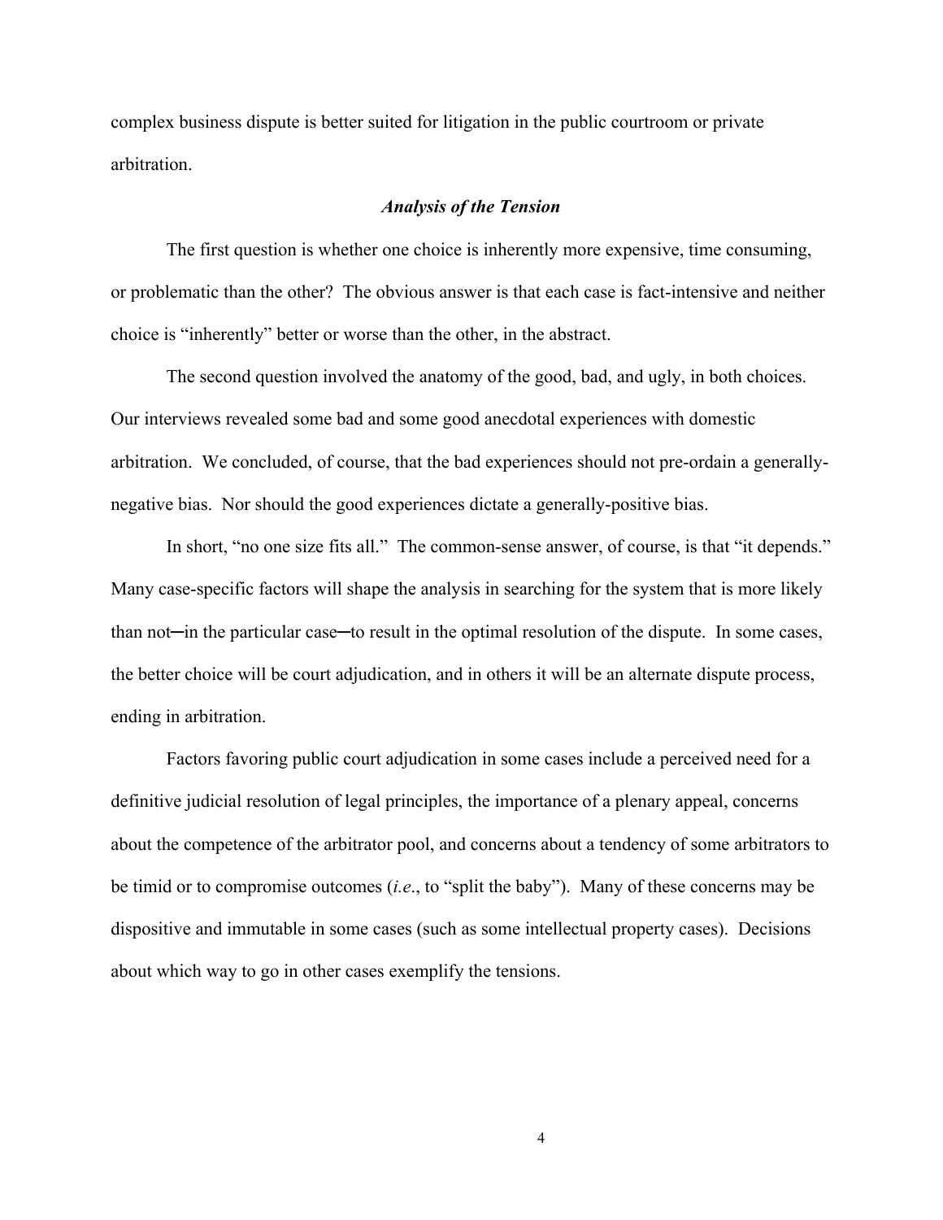complex business dispute is better suited for litigation in the public courtroom or private arbitration.

### *Analysis of the Tension*

The first question is whether one choice is inherently more expensive, time consuming, or problematic than the other? The obvious answer is that each case is fact-intensive and neither choice is "inherently" better or worse than the other, in the abstract.

The second question involved the anatomy of the good, bad, and ugly, in both choices. Our interviews revealed some bad and some good anecdotal experiences with domestic arbitration. We concluded, of course, that the bad experiences should not pre-ordain a generally-negative bias. Nor should the good experiences dictate a generally-positive bias.

In short, "no one size fits all." The common-sense answer, of course, is that "it depends." Many case-specific factors will shape the analysis in searching for the system that is more likely than not—in the particular case—to result in the optimal resolution of the dispute. In some cases, the better choice will be court adjudication, and in others it will be an alternate dispute process, ending in arbitration.

Factors favoring public court adjudication in some cases include a perceived need for a definitive judicial resolution of legal principles, the importance of a plenary appeal, concerns about the competence of the arbitrator pool, and concerns about a tendency of some arbitrators to be timid or to compromise outcomes (*i.e.*, to "split the baby"). Many of these concerns may be dispositive and immutable in some cases (such as some intellectual property cases). Decisions about which way to go in other cases exemplify the tensions.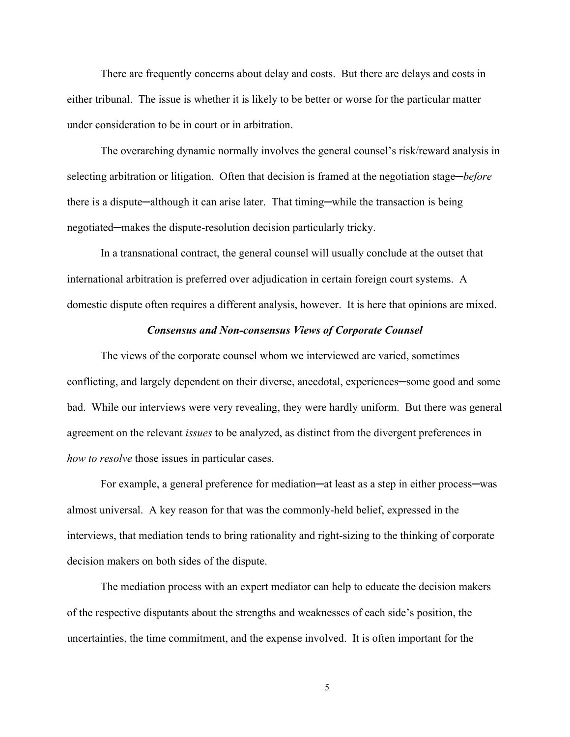There are frequently concerns about delay and costs. But there are delays and costs in either tribunal. The issue is whether it is likely to be better or worse for the particular matter under consideration to be in court or in arbitration.

The overarching dynamic normally involves the general counsel's risk/reward analysis in selecting arbitration or litigation. Often that decision is framed at the negotiation stage─*before* there is a dispute─although it can arise later. That timing─while the transaction is being negotiated─makes the dispute-resolution decision particularly tricky.

In a transnational contract, the general counsel will usually conclude at the outset that international arbitration is preferred over adjudication in certain foreign court systems. A domestic dispute often requires a different analysis, however. It is here that opinions are mixed.

### ***Consensus and Non-consensus Views of Corporate Counsel***

The views of the corporate counsel whom we interviewed are varied, sometimes conflicting, and largely dependent on their diverse, anecdotal, experiences─some good and some bad. While our interviews were very revealing, they were hardly uniform. But there was general agreement on the relevant *issues* to be analyzed, as distinct from the divergent preferences in *how to resolve* those issues in particular cases.

For example, a general preference for mediation─at least as a step in either process─was almost universal. A key reason for that was the commonly-held belief, expressed in the interviews, that mediation tends to bring rationality and right-sizing to the thinking of corporate decision makers on both sides of the dispute.

The mediation process with an expert mediator can help to educate the decision makers of the respective disputants about the strengths and weaknesses of each side's position, the uncertainties, the time commitment, and the expense involved. It is often important for the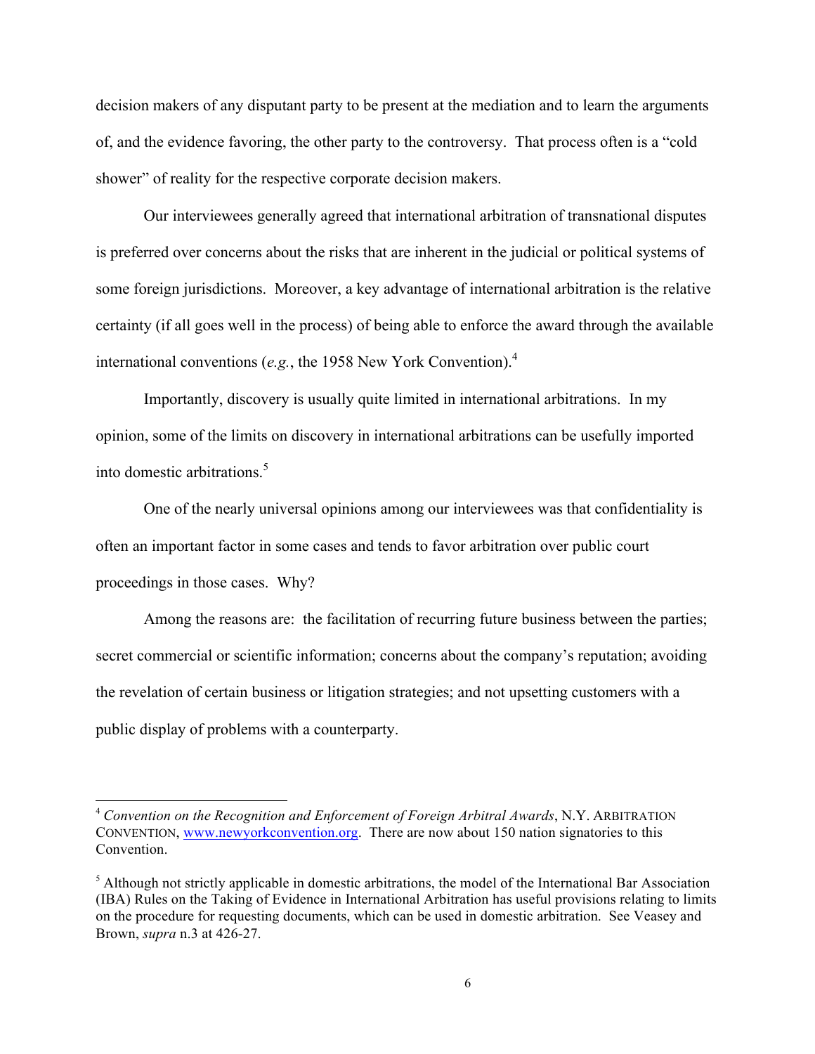decision makers of any disputant party to be present at the mediation and to learn the arguments of, and the evidence favoring, the other party to the controversy. That process often is a "cold shower" of reality for the respective corporate decision makers.

Our interviewees generally agreed that international arbitration of transnational disputes is preferred over concerns about the risks that are inherent in the judicial or political systems of some foreign jurisdictions. Moreover, a key advantage of international arbitration is the relative certainty (if all goes well in the process) of being able to enforce the award through the available international conventions (*e.g.*, the 1958 New York Convention).[4]

Importantly, discovery is usually quite limited in international arbitrations. In my opinion, some of the limits on discovery in international arbitrations can be usefully imported into domestic arbitrations.[5]

One of the nearly universal opinions among our interviewees was that confidentiality is often an important factor in some cases and tends to favor arbitration over public court proceedings in those cases. Why?

Among the reasons are: the facilitation of recurring future business between the parties; secret commercial or scientific information; concerns about the company's reputation; avoiding the revelation of certain business or litigation strategies; and not upsetting customers with a public display of problems with a counterparty.

---

[4] *Convention on the Recognition and Enforcement of Foreign Arbitral Awards*, N.Y. ARBITRATION CONVENTION, www.newyorkconvention.org. There are now about 150 nation signatories to this Convention.

[5] Although not strictly applicable in domestic arbitrations, the model of the International Bar Association (IBA) Rules on the Taking of Evidence in International Arbitration has useful provisions relating to limits on the procedure for requesting documents, which can be used in domestic arbitration. See Veasey and Brown, *supra* n.3 at 426-27.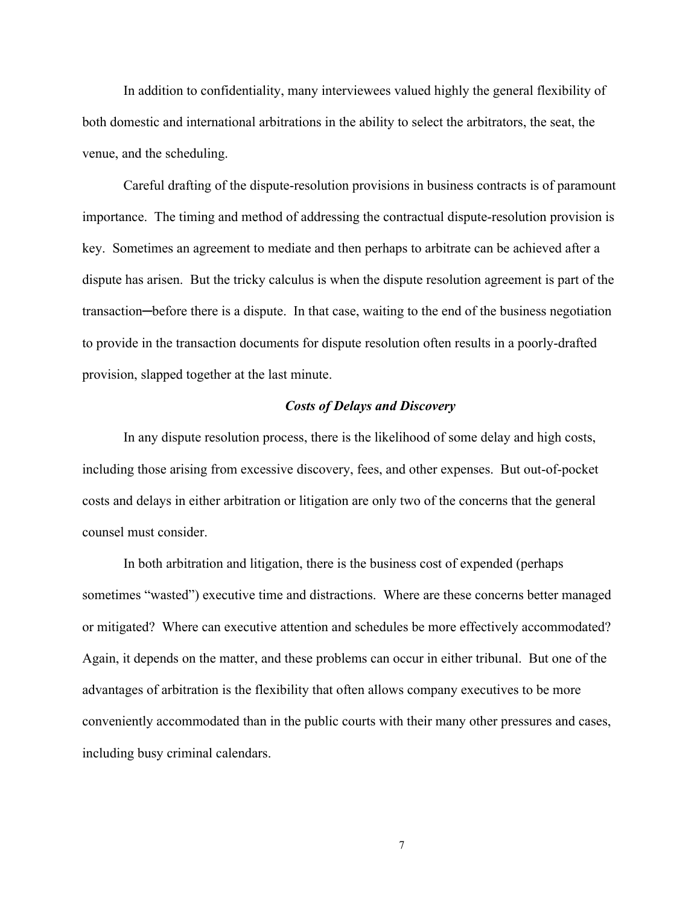In addition to confidentiality, many interviewees valued highly the general flexibility of both domestic and international arbitrations in the ability to select the arbitrators, the seat, the venue, and the scheduling.

Careful drafting of the dispute-resolution provisions in business contracts is of paramount importance. The timing and method of addressing the contractual dispute-resolution provision is key. Sometimes an agreement to mediate and then perhaps to arbitrate can be achieved after a dispute has arisen. But the tricky calculus is when the dispute resolution agreement is part of the transaction─before there is a dispute. In that case, waiting to the end of the business negotiation to provide in the transaction documents for dispute resolution often results in a poorly-drafted provision, slapped together at the last minute.

### *Costs of Delays and Discovery*

In any dispute resolution process, there is the likelihood of some delay and high costs, including those arising from excessive discovery, fees, and other expenses. But out-of-pocket costs and delays in either arbitration or litigation are only two of the concerns that the general counsel must consider.

In both arbitration and litigation, there is the business cost of expended (perhaps sometimes "wasted") executive time and distractions. Where are these concerns better managed or mitigated? Where can executive attention and schedules be more effectively accommodated? Again, it depends on the matter, and these problems can occur in either tribunal. But one of the advantages of arbitration is the flexibility that often allows company executives to be more conveniently accommodated than in the public courts with their many other pressures and cases, including busy criminal calendars.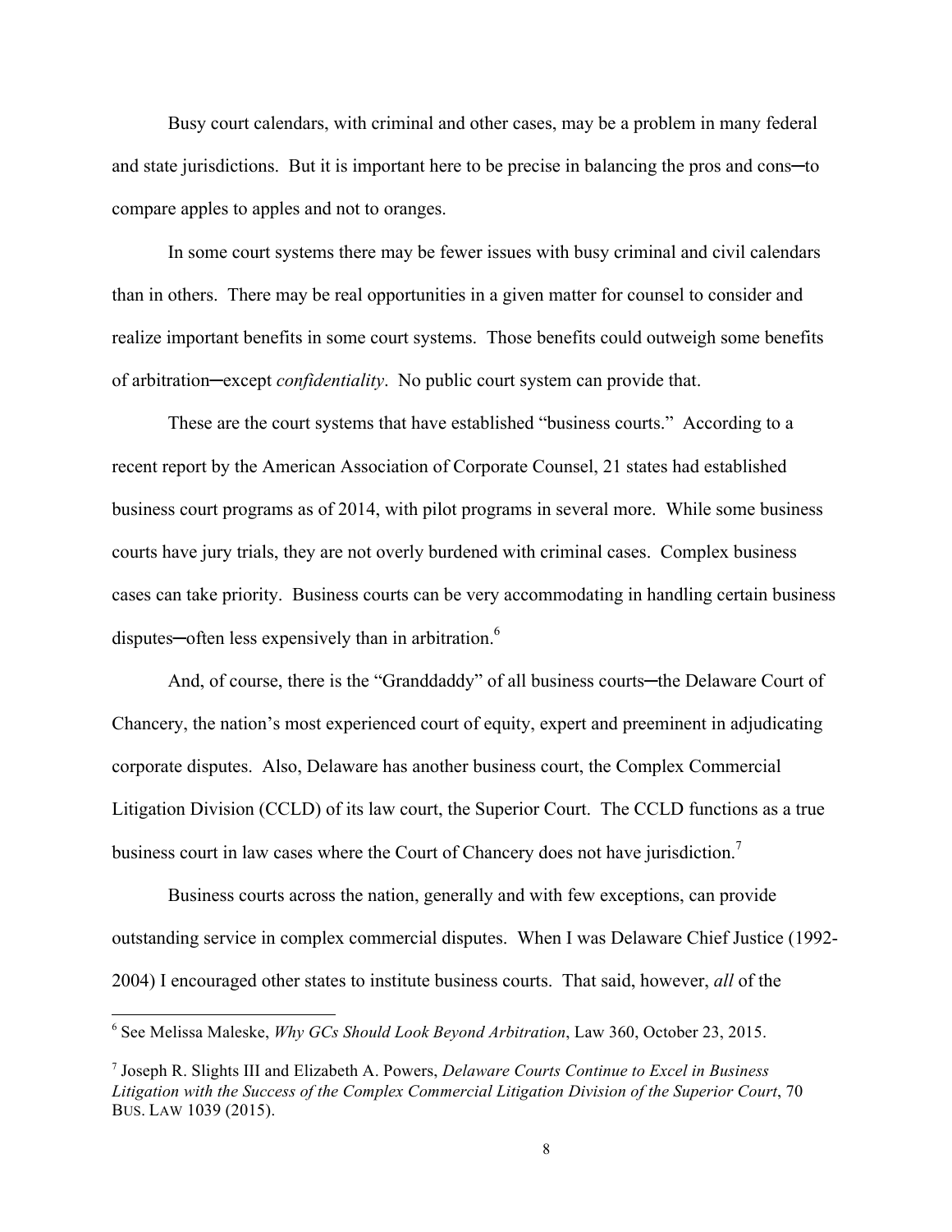Busy court calendars, with criminal and other cases, may be a problem in many federal and state jurisdictions. But it is important here to be precise in balancing the pros and cons─to compare apples to apples and not to oranges.

In some court systems there may be fewer issues with busy criminal and civil calendars than in others. There may be real opportunities in a given matter for counsel to consider and realize important benefits in some court systems. Those benefits could outweigh some benefits of arbitration─except *confidentiality*. No public court system can provide that.

These are the court systems that have established "business courts." According to a recent report by the American Association of Corporate Counsel, 21 states had established business court programs as of 2014, with pilot programs in several more. While some business courts have jury trials, they are not overly burdened with criminal cases. Complex business cases can take priority. Business courts can be very accommodating in handling certain business disputes─often less expensively than in arbitration.[6]

And, of course, there is the "Granddaddy" of all business courts─the Delaware Court of Chancery, the nation's most experienced court of equity, expert and preeminent in adjudicating corporate disputes. Also, Delaware has another business court, the Complex Commercial Litigation Division (CCLD) of its law court, the Superior Court. The CCLD functions as a true business court in law cases where the Court of Chancery does not have jurisdiction.[7]

Business courts across the nation, generally and with few exceptions, can provide outstanding service in complex commercial disputes. When I was Delaware Chief Justice (1992-2004) I encouraged other states to institute business courts. That said, however, *all* of the

---

[6] See Melissa Maleske, *Why GCs Should Look Beyond Arbitration*, Law 360, October 23, 2015.

[7] Joseph R. Slights III and Elizabeth A. Powers, *Delaware Courts Continue to Excel in Business Litigation with the Success of the Complex Commercial Litigation Division of the Superior Court*, 70 BUS. LAW 1039 (2015).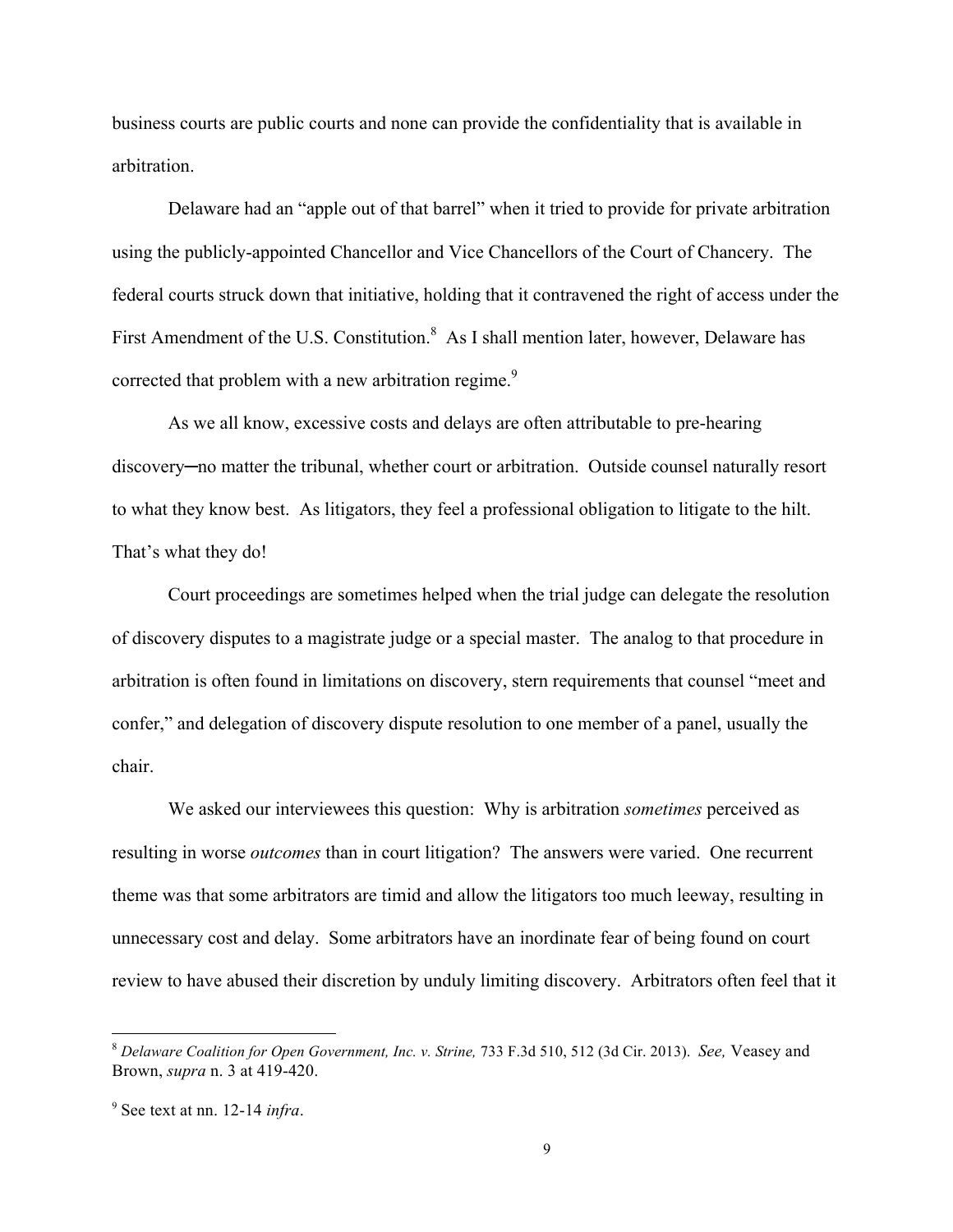business courts are public courts and none can provide the confidentiality that is available in arbitration.

Delaware had an "apple out of that barrel" when it tried to provide for private arbitration using the publicly-appointed Chancellor and Vice Chancellors of the Court of Chancery. The federal courts struck down that initiative, holding that it contravened the right of access under the First Amendment of the U.S. Constitution.[8] As I shall mention later, however, Delaware has corrected that problem with a new arbitration regime.[9]

As we all know, excessive costs and delays are often attributable to pre-hearing discovery─no matter the tribunal, whether court or arbitration. Outside counsel naturally resort to what they know best. As litigators, they feel a professional obligation to litigate to the hilt. That's what they do!

Court proceedings are sometimes helped when the trial judge can delegate the resolution of discovery disputes to a magistrate judge or a special master. The analog to that procedure in arbitration is often found in limitations on discovery, stern requirements that counsel "meet and confer," and delegation of discovery dispute resolution to one member of a panel, usually the chair.

We asked our interviewees this question: Why is arbitration *sometimes* perceived as resulting in worse *outcomes* than in court litigation? The answers were varied. One recurrent theme was that some arbitrators are timid and allow the litigators too much leeway, resulting in unnecessary cost and delay. Some arbitrators have an inordinate fear of being found on court review to have abused their discretion by unduly limiting discovery. Arbitrators often feel that it

---

[8] *Delaware Coalition for Open Government, Inc. v. Strine,* 733 F.3d 510, 512 (3d Cir. 2013). *See,* Veasey and Brown, *supra* n. 3 at 419-420.

[9] See text at nn. 12-14 *infra*.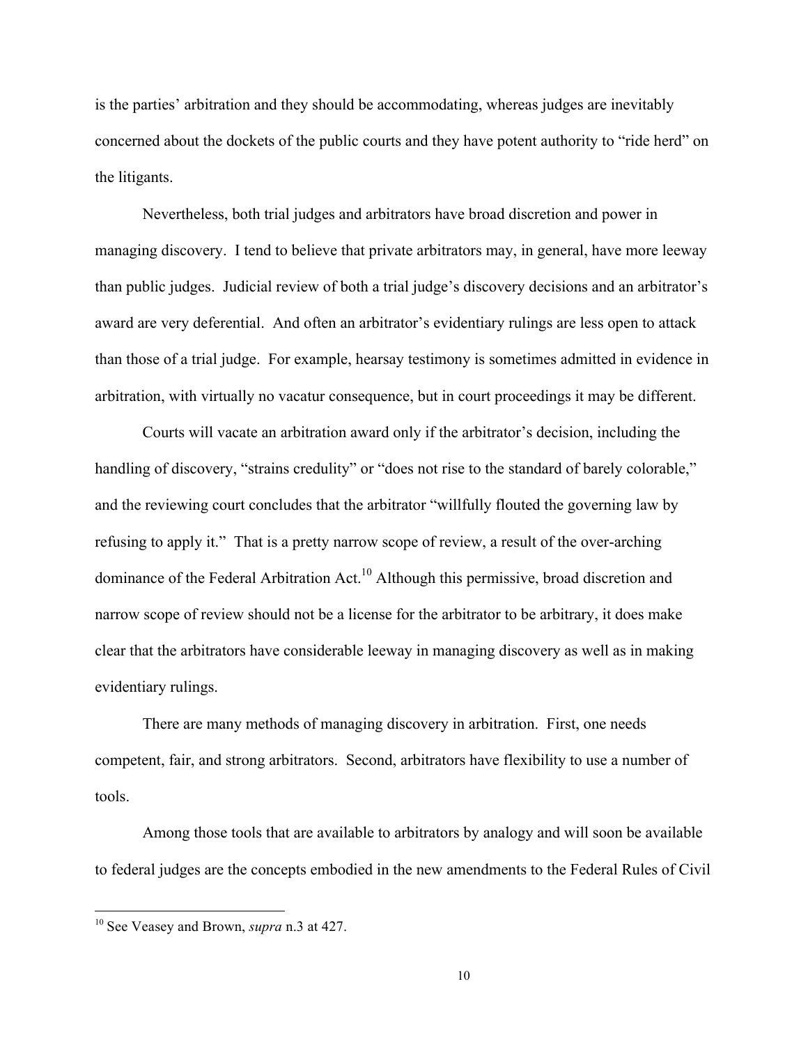is the parties' arbitration and they should be accommodating, whereas judges are inevitably concerned about the dockets of the public courts and they have potent authority to "ride herd" on the litigants.

Nevertheless, both trial judges and arbitrators have broad discretion and power in managing discovery. I tend to believe that private arbitrators may, in general, have more leeway than public judges. Judicial review of both a trial judge's discovery decisions and an arbitrator's award are very deferential. And often an arbitrator's evidentiary rulings are less open to attack than those of a trial judge. For example, hearsay testimony is sometimes admitted in evidence in arbitration, with virtually no vacatur consequence, but in court proceedings it may be different.

Courts will vacate an arbitration award only if the arbitrator's decision, including the handling of discovery, "strains credulity" or "does not rise to the standard of barely colorable," and the reviewing court concludes that the arbitrator "willfully flouted the governing law by refusing to apply it." That is a pretty narrow scope of review, a result of the over-arching dominance of the Federal Arbitration Act.[10] Although this permissive, broad discretion and narrow scope of review should not be a license for the arbitrator to be arbitrary, it does make clear that the arbitrators have considerable leeway in managing discovery as well as in making evidentiary rulings.

There are many methods of managing discovery in arbitration. First, one needs competent, fair, and strong arbitrators. Second, arbitrators have flexibility to use a number of tools.

Among those tools that are available to arbitrators by analogy and will soon be available to federal judges are the concepts embodied in the new amendments to the Federal Rules of Civil

---

[10] See Veasey and Brown, *supra* n.3 at 427.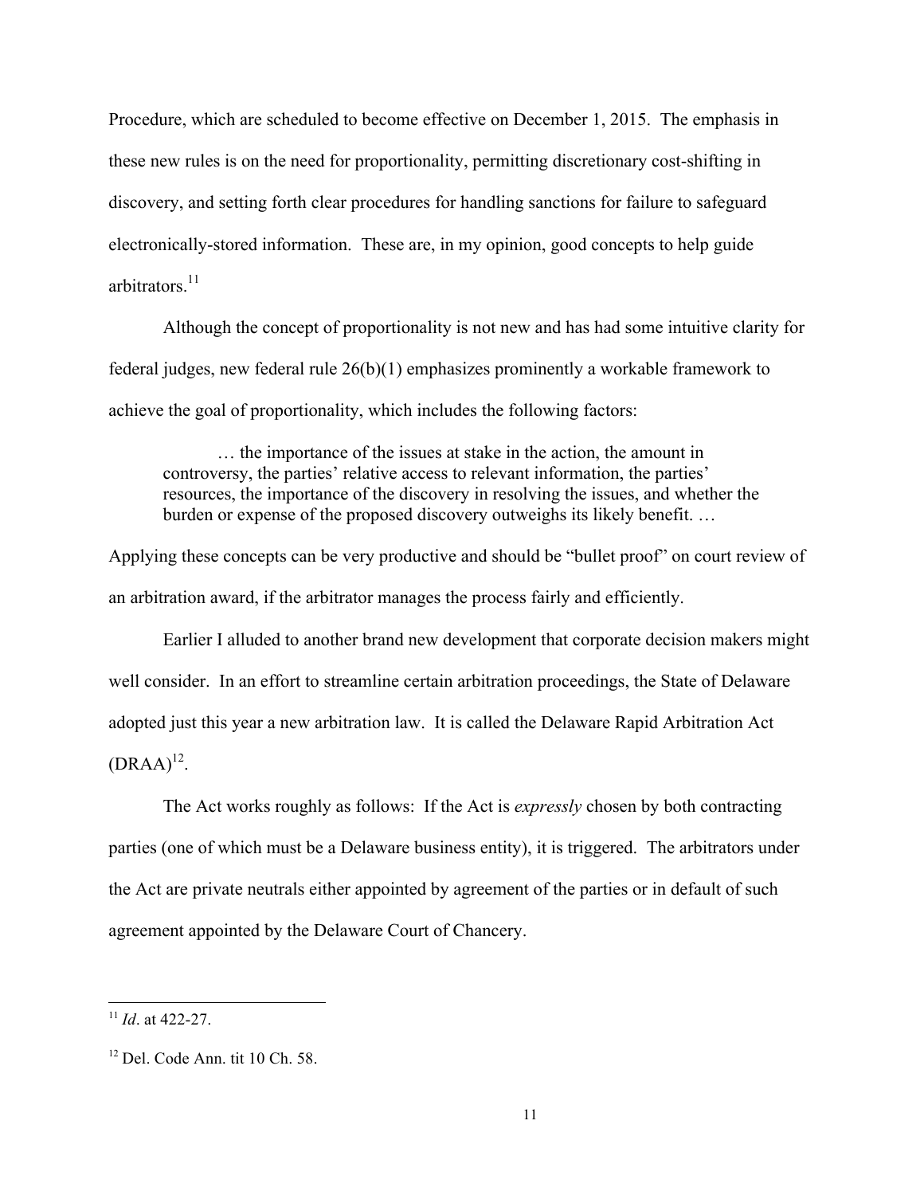Procedure, which are scheduled to become effective on December 1, 2015. The emphasis in these new rules is on the need for proportionality, permitting discretionary cost-shifting in discovery, and setting forth clear procedures for handling sanctions for failure to safeguard electronically-stored information. These are, in my opinion, good concepts to help guide arbitrators.[11]

Although the concept of proportionality is not new and has had some intuitive clarity for federal judges, new federal rule 26(b)(1) emphasizes prominently a workable framework to achieve the goal of proportionality, which includes the following factors:

> … the importance of the issues at stake in the action, the amount in controversy, the parties' relative access to relevant information, the parties' resources, the importance of the discovery in resolving the issues, and whether the burden or expense of the proposed discovery outweighs its likely benefit. …

Applying these concepts can be very productive and should be "bullet proof" on court review of an arbitration award, if the arbitrator manages the process fairly and efficiently.

Earlier I alluded to another brand new development that corporate decision makers might well consider. In an effort to streamline certain arbitration proceedings, the State of Delaware adopted just this year a new arbitration law. It is called the Delaware Rapid Arbitration Act (DRAA)[12].

The Act works roughly as follows: If the Act is *expressly* chosen by both contracting parties (one of which must be a Delaware business entity), it is triggered. The arbitrators under the Act are private neutrals either appointed by agreement of the parties or in default of such agreement appointed by the Delaware Court of Chancery.

---

[11] *Id*. at 422-27.

[12] Del. Code Ann. tit 10 Ch. 58.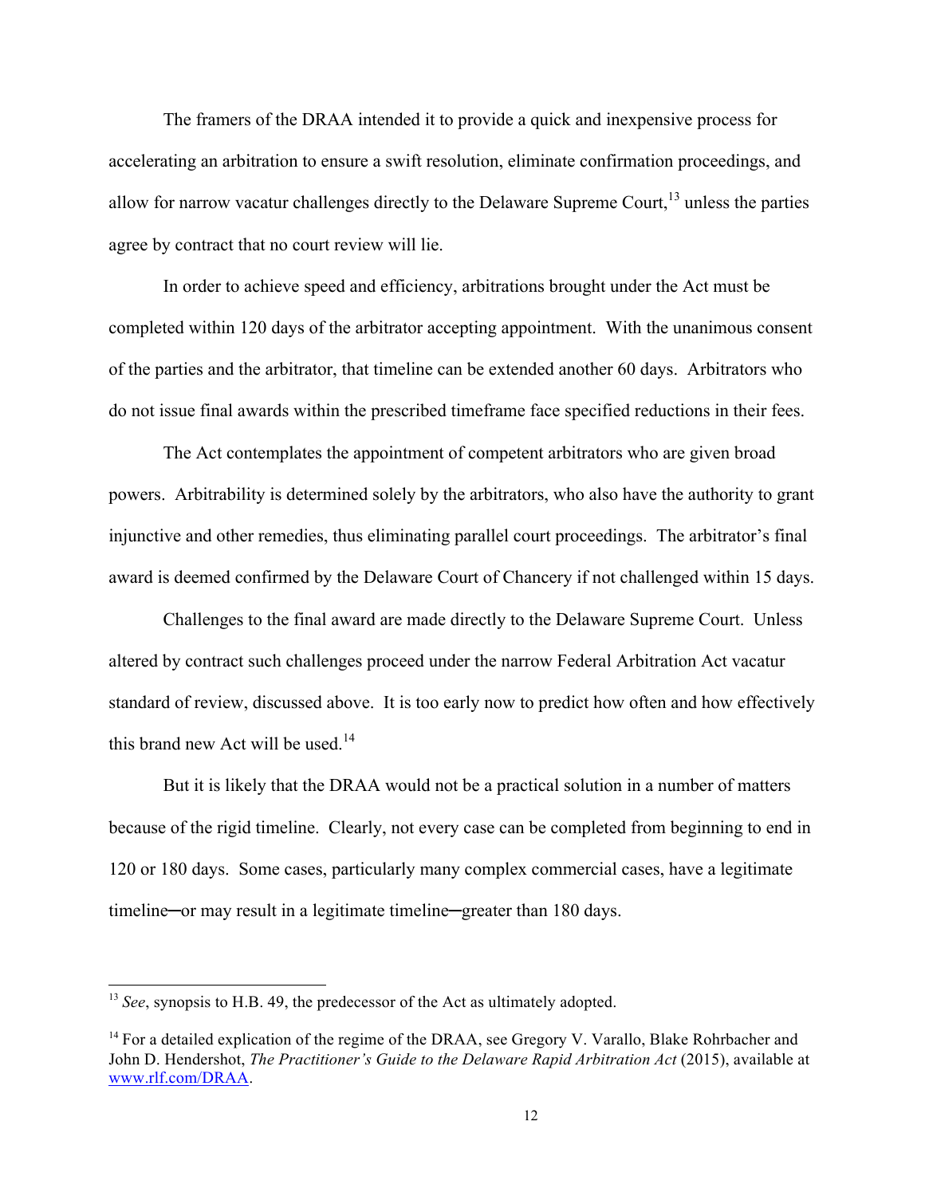The framers of the DRAA intended it to provide a quick and inexpensive process for accelerating an arbitration to ensure a swift resolution, eliminate confirmation proceedings, and allow for narrow vacatur challenges directly to the Delaware Supreme Court,[13] unless the parties agree by contract that no court review will lie.

In order to achieve speed and efficiency, arbitrations brought under the Act must be completed within 120 days of the arbitrator accepting appointment. With the unanimous consent of the parties and the arbitrator, that timeline can be extended another 60 days. Arbitrators who do not issue final awards within the prescribed timeframe face specified reductions in their fees.

The Act contemplates the appointment of competent arbitrators who are given broad powers. Arbitrability is determined solely by the arbitrators, who also have the authority to grant injunctive and other remedies, thus eliminating parallel court proceedings. The arbitrator's final award is deemed confirmed by the Delaware Court of Chancery if not challenged within 15 days.

Challenges to the final award are made directly to the Delaware Supreme Court. Unless altered by contract such challenges proceed under the narrow Federal Arbitration Act vacatur standard of review, discussed above. It is too early now to predict how often and how effectively this brand new Act will be used.[14]

But it is likely that the DRAA would not be a practical solution in a number of matters because of the rigid timeline. Clearly, not every case can be completed from beginning to end in 120 or 180 days. Some cases, particularly many complex commercial cases, have a legitimate timeline─or may result in a legitimate timeline─greater than 180 days.

---

[13] *See*, synopsis to H.B. 49, the predecessor of the Act as ultimately adopted.

[14] For a detailed explication of the regime of the DRAA, see Gregory V. Varallo, Blake Rohrbacher and John D. Hendershot, *The Practitioner's Guide to the Delaware Rapid Arbitration Act* (2015), available at www.rlf.com/DRAA.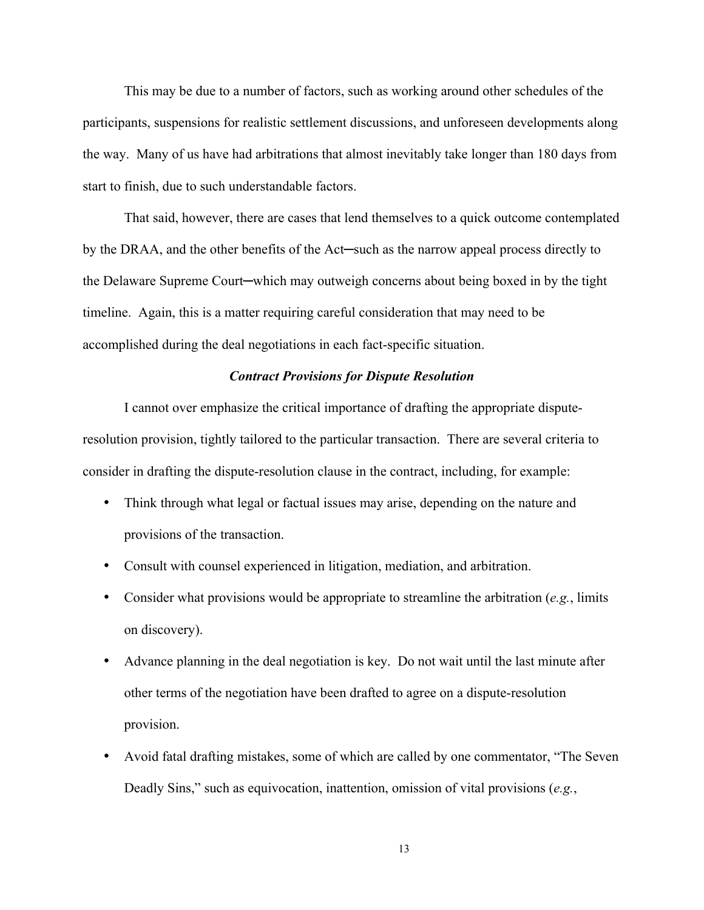This may be due to a number of factors, such as working around other schedules of the participants, suspensions for realistic settlement discussions, and unforeseen developments along the way. Many of us have had arbitrations that almost inevitably take longer than 180 days from start to finish, due to such understandable factors.

That said, however, there are cases that lend themselves to a quick outcome contemplated by the DRAA, and the other benefits of the Act─such as the narrow appeal process directly to the Delaware Supreme Court─which may outweigh concerns about being boxed in by the tight timeline. Again, this is a matter requiring careful consideration that may need to be accomplished during the deal negotiations in each fact-specific situation.

### *Contract Provisions for Dispute Resolution*

I cannot over emphasize the critical importance of drafting the appropriate dispute-resolution provision, tightly tailored to the particular transaction. There are several criteria to consider in drafting the dispute-resolution clause in the contract, including, for example:

- Think through what legal or factual issues may arise, depending on the nature and provisions of the transaction.
- Consult with counsel experienced in litigation, mediation, and arbitration.
- Consider what provisions would be appropriate to streamline the arbitration (*e.g.*, limits on discovery).
- Advance planning in the deal negotiation is key. Do not wait until the last minute after other terms of the negotiation have been drafted to agree on a dispute-resolution provision.
- Avoid fatal drafting mistakes, some of which are called by one commentator, "The Seven Deadly Sins," such as equivocation, inattention, omission of vital provisions (*e.g.*,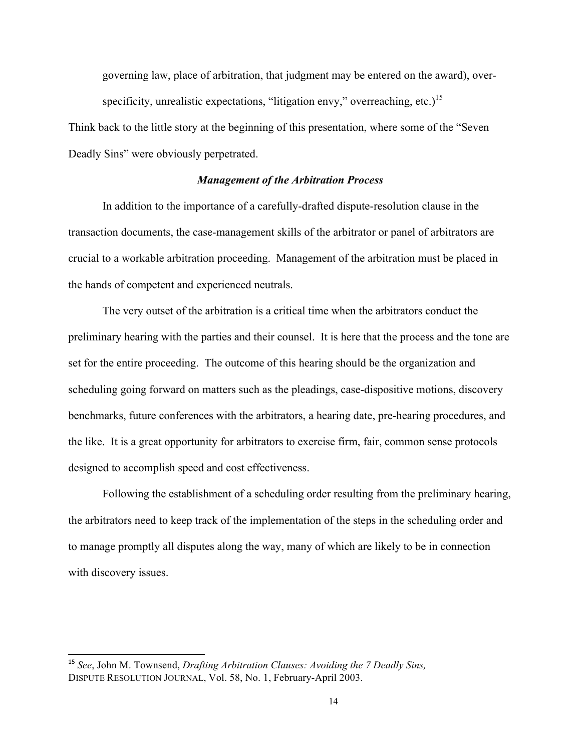governing law, place of arbitration, that judgment may be entered on the award), over-specificity, unrealistic expectations, "litigation envy," overreaching, etc.)[15]

Think back to the little story at the beginning of this presentation, where some of the "Seven Deadly Sins" were obviously perpetrated.

### *Management of the Arbitration Process*

In addition to the importance of a carefully-drafted dispute-resolution clause in the transaction documents, the case-management skills of the arbitrator or panel of arbitrators are crucial to a workable arbitration proceeding. Management of the arbitration must be placed in the hands of competent and experienced neutrals.

The very outset of the arbitration is a critical time when the arbitrators conduct the preliminary hearing with the parties and their counsel. It is here that the process and the tone are set for the entire proceeding. The outcome of this hearing should be the organization and scheduling going forward on matters such as the pleadings, case-dispositive motions, discovery benchmarks, future conferences with the arbitrators, a hearing date, pre-hearing procedures, and the like. It is a great opportunity for arbitrators to exercise firm, fair, common sense protocols designed to accomplish speed and cost effectiveness.

Following the establishment of a scheduling order resulting from the preliminary hearing, the arbitrators need to keep track of the implementation of the steps in the scheduling order and to manage promptly all disputes along the way, many of which are likely to be in connection with discovery issues.

---

[15] *See*, John M. Townsend, *Drafting Arbitration Clauses: Avoiding the 7 Deadly Sins,* DISPUTE RESOLUTION JOURNAL, Vol. 58, No. 1, February-April 2003.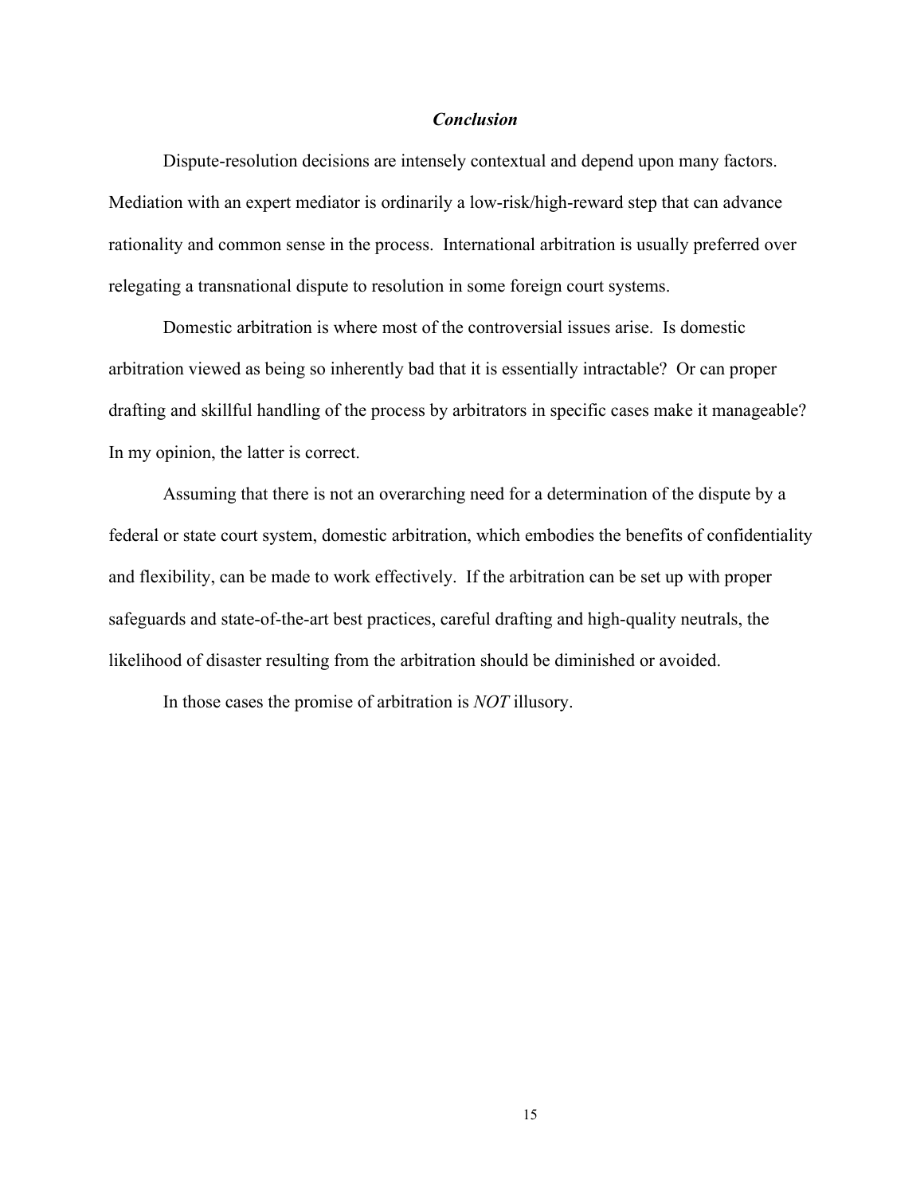## *Conclusion*

Dispute-resolution decisions are intensely contextual and depend upon many factors. Mediation with an expert mediator is ordinarily a low-risk/high-reward step that can advance rationality and common sense in the process. International arbitration is usually preferred over relegating a transnational dispute to resolution in some foreign court systems.

Domestic arbitration is where most of the controversial issues arise. Is domestic arbitration viewed as being so inherently bad that it is essentially intractable? Or can proper drafting and skillful handling of the process by arbitrators in specific cases make it manageable? In my opinion, the latter is correct.

Assuming that there is not an overarching need for a determination of the dispute by a federal or state court system, domestic arbitration, which embodies the benefits of confidentiality and flexibility, can be made to work effectively. If the arbitration can be set up with proper safeguards and state-of-the-art best practices, careful drafting and high-quality neutrals, the likelihood of disaster resulting from the arbitration should be diminished or avoided.

In those cases the promise of arbitration is *NOT* illusory.